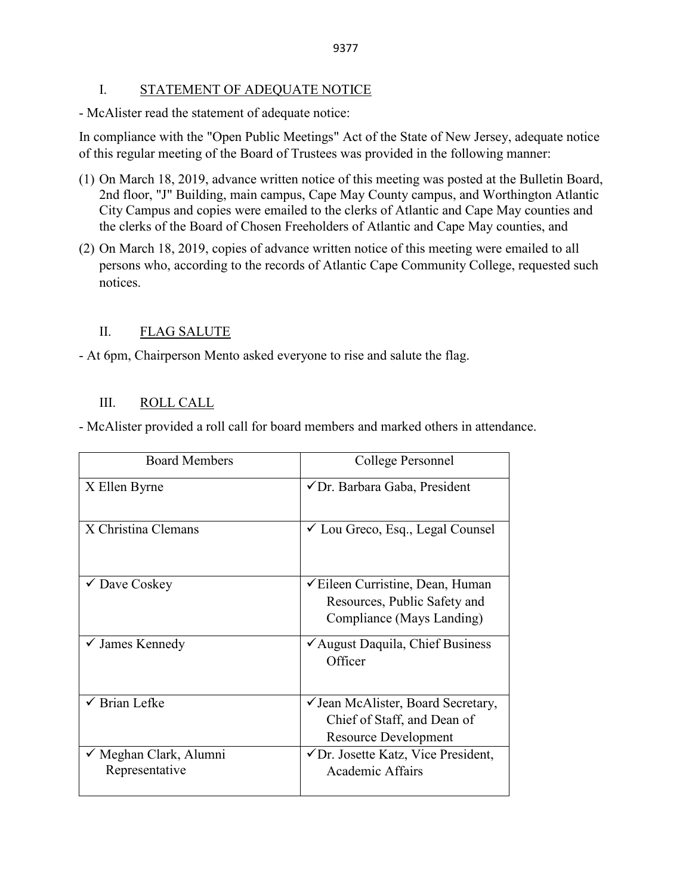## I. STATEMENT OF ADEQUATE NOTICE

- McAlister read the statement of adequate notice:

In compliance with the "Open Public Meetings" Act of the State of New Jersey, adequate notice of this regular meeting of the Board of Trustees was provided in the following manner:

(1) On March 18, 2019, advance written notice of this meeting was posted at the Bulletin Board, 2nd floor, "J" Building, main campus, Cape May County campus, and Worthington Atlantic City Campus and copies were emailed to the clerks of Atlantic and Cape May counties and the clerks of the Board of Chosen Freeholders of Atlantic and Cape May counties, and

(2) On March 18, 2019, copies of advance written notice of this meeting were emailed to all persons who, according to the records of Atlantic Cape Community College, requested such notices.

## II. FLAG SALUTE

- At 6pm, Chairperson Mento asked everyone to rise and salute the flag.

## III. ROLL CALL

- McAlister provided a roll call for board members and marked others in attendance.

| Board Members | College Personnel |
|---|---|
| X Ellen Byrne | ✓Dr. Barbara Gaba, President |
| X Christina Clemans | ✓ Lou Greco, Esq., Legal Counsel |
| ✓ Dave Coskey | ✓Eileen Curristine, Dean, Human Resources, Public Safety and Compliance (Mays Landing) |
| ✓ James Kennedy | ✓August Daquila, Chief Business Officer |
| ✓ Brian Lefke | ✓Jean McAlister, Board Secretary, Chief of Staff, and Dean of Resource Development |
| ✓ Meghan Clark, Alumni Representative | ✓Dr. Josette Katz, Vice President, Academic Affairs |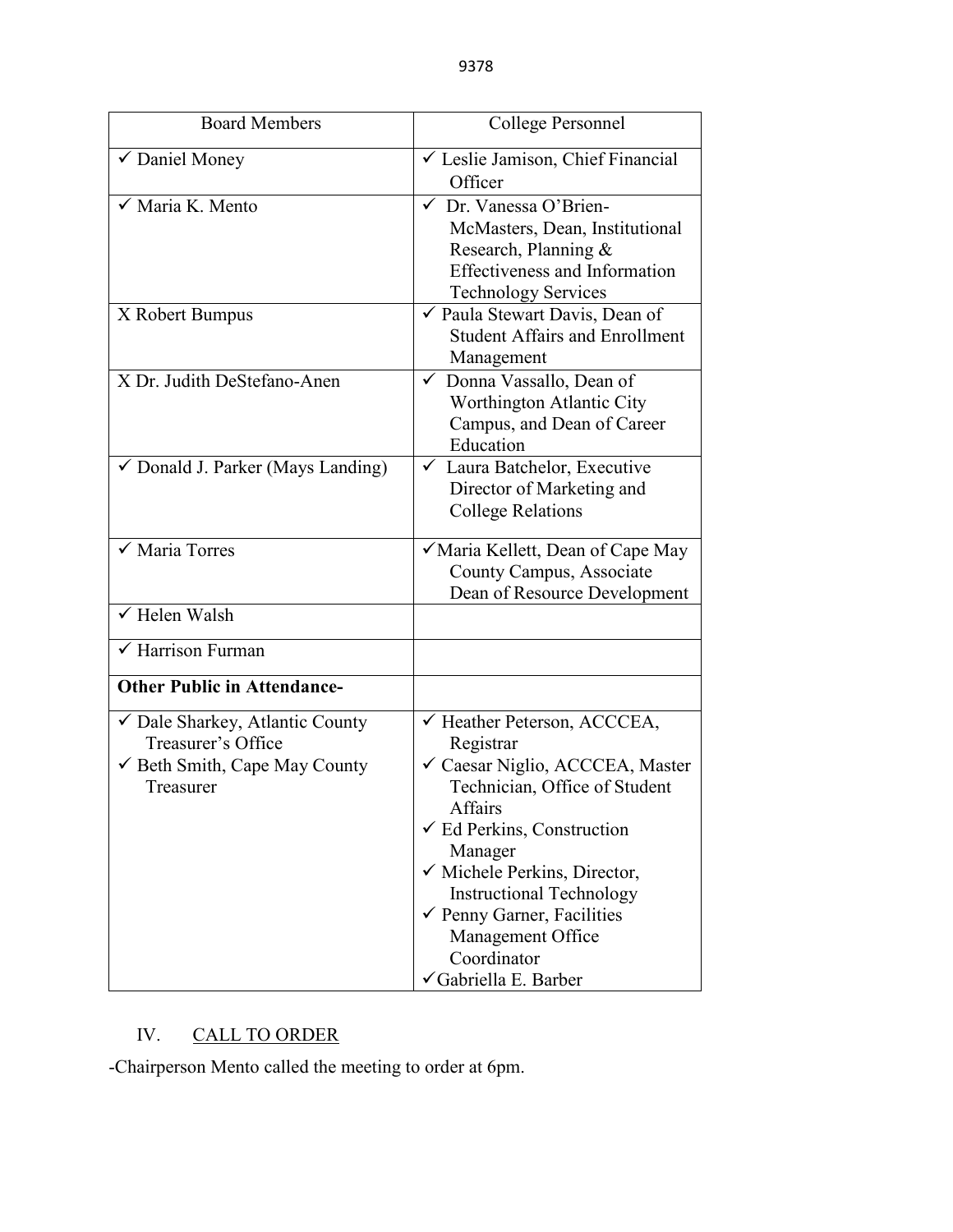| Board Members | College Personnel |
|---|---|
| ✓ Daniel Money | ✓ Leslie Jamison, Chief Financial Officer |
| ✓ Maria K. Mento | ✓ Dr. Vanessa O'Brien-McMasters, Dean, Institutional Research, Planning & Effectiveness and Information Technology Services |
| X Robert Bumpus | ✓ Paula Stewart Davis, Dean of Student Affairs and Enrollment Management |
| X Dr. Judith DeStefano-Anen | ✓ Donna Vassallo, Dean of Worthington Atlantic City Campus, and Dean of Career Education |
| ✓ Donald J. Parker (Mays Landing) | ✓ Laura Batchelor, Executive Director of Marketing and College Relations |
| ✓ Maria Torres | ✓Maria Kellett, Dean of Cape May County Campus, Associate Dean of Resource Development |
| ✓ Helen Walsh | |
| ✓ Harrison Furman | |
| **Other Public in Attendance-** | |
| ✓ Dale Sharkey, Atlantic County Treasurer's Office<br>✓ Beth Smith, Cape May County Treasurer | ✓ Heather Peterson, ACCCEA, Registrar<br>✓ Caesar Niglio, ACCCEA, Master Technician, Office of Student Affairs<br>✓ Ed Perkins, Construction Manager<br>✓ Michele Perkins, Director, Instructional Technology<br>✓ Penny Garner, Facilities Management Office Coordinator<br>✓Gabriella E. Barber |

## IV. CALL TO ORDER

-Chairperson Mento called the meeting to order at 6pm.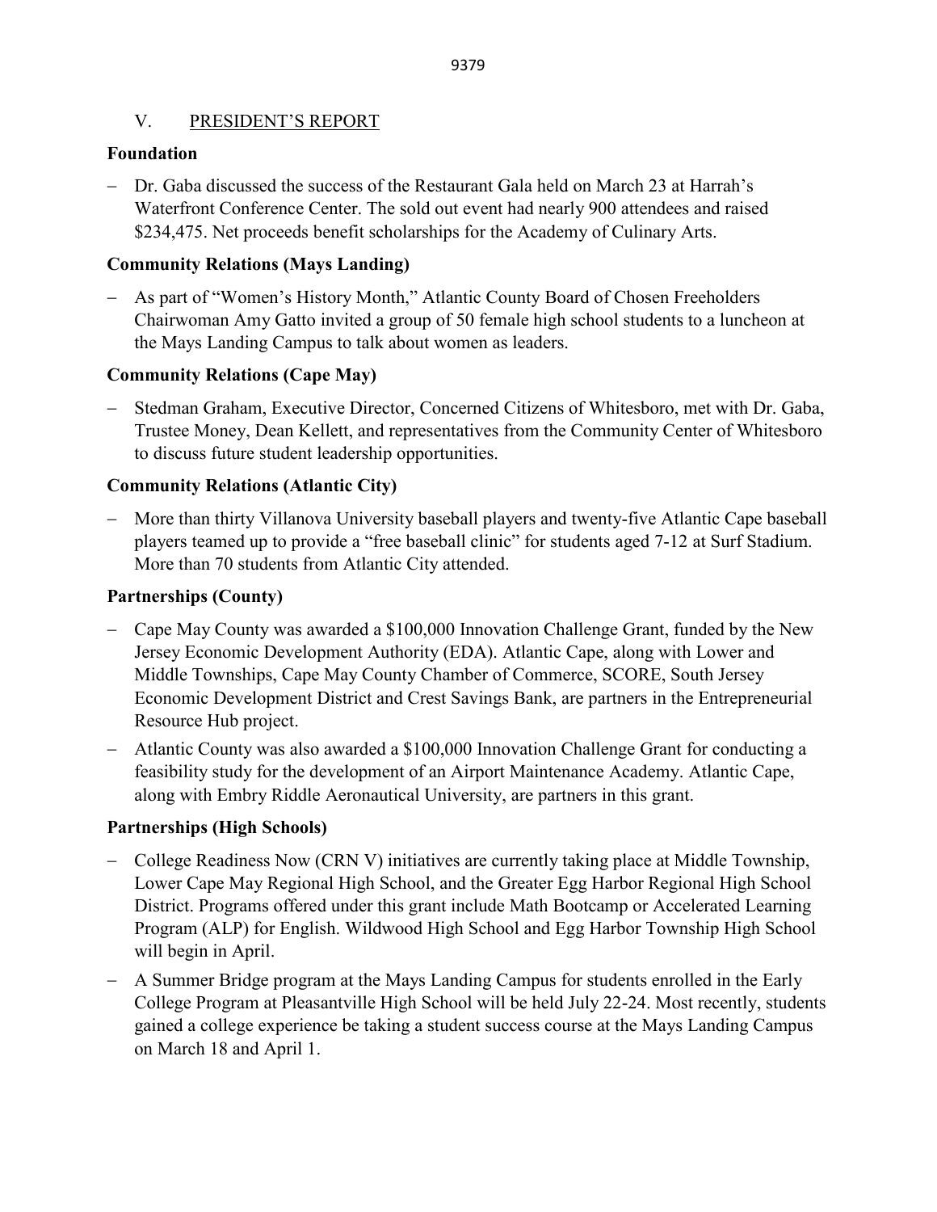## V. PRESIDENT'S REPORT

**Foundation**

- Dr. Gaba discussed the success of the Restaurant Gala held on March 23 at Harrah's Waterfront Conference Center. The sold out event had nearly 900 attendees and raised $234,475. Net proceeds benefit scholarships for the Academy of Culinary Arts.

**Community Relations (Mays Landing)**

- As part of "Women's History Month," Atlantic County Board of Chosen Freeholders Chairwoman Amy Gatto invited a group of 50 female high school students to a luncheon at the Mays Landing Campus to talk about women as leaders.

**Community Relations (Cape May)**

- Stedman Graham, Executive Director, Concerned Citizens of Whitesboro, met with Dr. Gaba, Trustee Money, Dean Kellett, and representatives from the Community Center of Whitesboro to discuss future student leadership opportunities.

**Community Relations (Atlantic City)**

- More than thirty Villanova University baseball players and twenty-five Atlantic Cape baseball players teamed up to provide a "free baseball clinic" for students aged 7-12 at Surf Stadium. More than 70 students from Atlantic City attended.

**Partnerships (County)**

- Cape May County was awarded a $100,000 Innovation Challenge Grant, funded by the New Jersey Economic Development Authority (EDA). Atlantic Cape, along with Lower and Middle Townships, Cape May County Chamber of Commerce, SCORE, South Jersey Economic Development District and Crest Savings Bank, are partners in the Entrepreneurial Resource Hub project.
- Atlantic County was also awarded a $100,000 Innovation Challenge Grant for conducting a feasibility study for the development of an Airport Maintenance Academy. Atlantic Cape, along with Embry Riddle Aeronautical University, are partners in this grant.

**Partnerships (High Schools)**

- College Readiness Now (CRN V) initiatives are currently taking place at Middle Township, Lower Cape May Regional High School, and the Greater Egg Harbor Regional High School District. Programs offered under this grant include Math Bootcamp or Accelerated Learning Program (ALP) for English. Wildwood High School and Egg Harbor Township High School will begin in April.
- A Summer Bridge program at the Mays Landing Campus for students enrolled in the Early College Program at Pleasantville High School will be held July 22-24. Most recently, students gained a college experience be taking a student success course at the Mays Landing Campus on March 18 and April 1.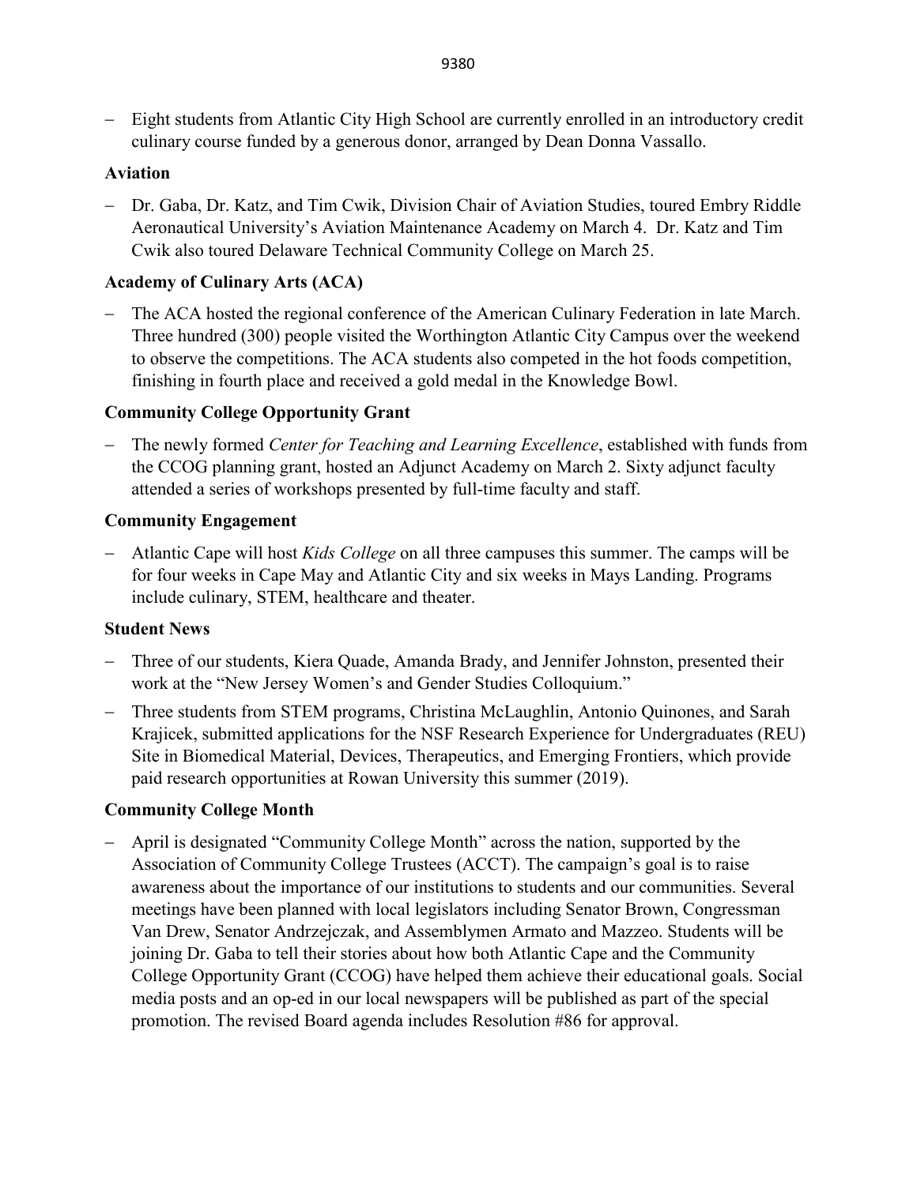- Eight students from Atlantic City High School are currently enrolled in an introductory credit culinary course funded by a generous donor, arranged by Dean Donna Vassallo.

**Aviation**

- Dr. Gaba, Dr. Katz, and Tim Cwik, Division Chair of Aviation Studies, toured Embry Riddle Aeronautical University's Aviation Maintenance Academy on March 4. Dr. Katz and Tim Cwik also toured Delaware Technical Community College on March 25.

**Academy of Culinary Arts (ACA)**

- The ACA hosted the regional conference of the American Culinary Federation in late March. Three hundred (300) people visited the Worthington Atlantic City Campus over the weekend to observe the competitions. The ACA students also competed in the hot foods competition, finishing in fourth place and received a gold medal in the Knowledge Bowl.

**Community College Opportunity Grant**

- The newly formed *Center for Teaching and Learning Excellence*, established with funds from the CCOG planning grant, hosted an Adjunct Academy on March 2. Sixty adjunct faculty attended a series of workshops presented by full-time faculty and staff.

**Community Engagement**

- Atlantic Cape will host *Kids College* on all three campuses this summer. The camps will be for four weeks in Cape May and Atlantic City and six weeks in Mays Landing. Programs include culinary, STEM, healthcare and theater.

**Student News**

- Three of our students, Kiera Quade, Amanda Brady, and Jennifer Johnston, presented their work at the "New Jersey Women's and Gender Studies Colloquium."
- Three students from STEM programs, Christina McLaughlin, Antonio Quinones, and Sarah Krajicek, submitted applications for the NSF Research Experience for Undergraduates (REU) Site in Biomedical Material, Devices, Therapeutics, and Emerging Frontiers, which provide paid research opportunities at Rowan University this summer (2019).

**Community College Month**

- April is designated "Community College Month" across the nation, supported by the Association of Community College Trustees (ACCT). The campaign's goal is to raise awareness about the importance of our institutions to students and our communities. Several meetings have been planned with local legislators including Senator Brown, Congressman Van Drew, Senator Andrzejczak, and Assemblymen Armato and Mazzeo. Students will be joining Dr. Gaba to tell their stories about how both Atlantic Cape and the Community College Opportunity Grant (CCOG) have helped them achieve their educational goals. Social media posts and an op-ed in our local newspapers will be published as part of the special promotion. The revised Board agenda includes Resolution #86 for approval.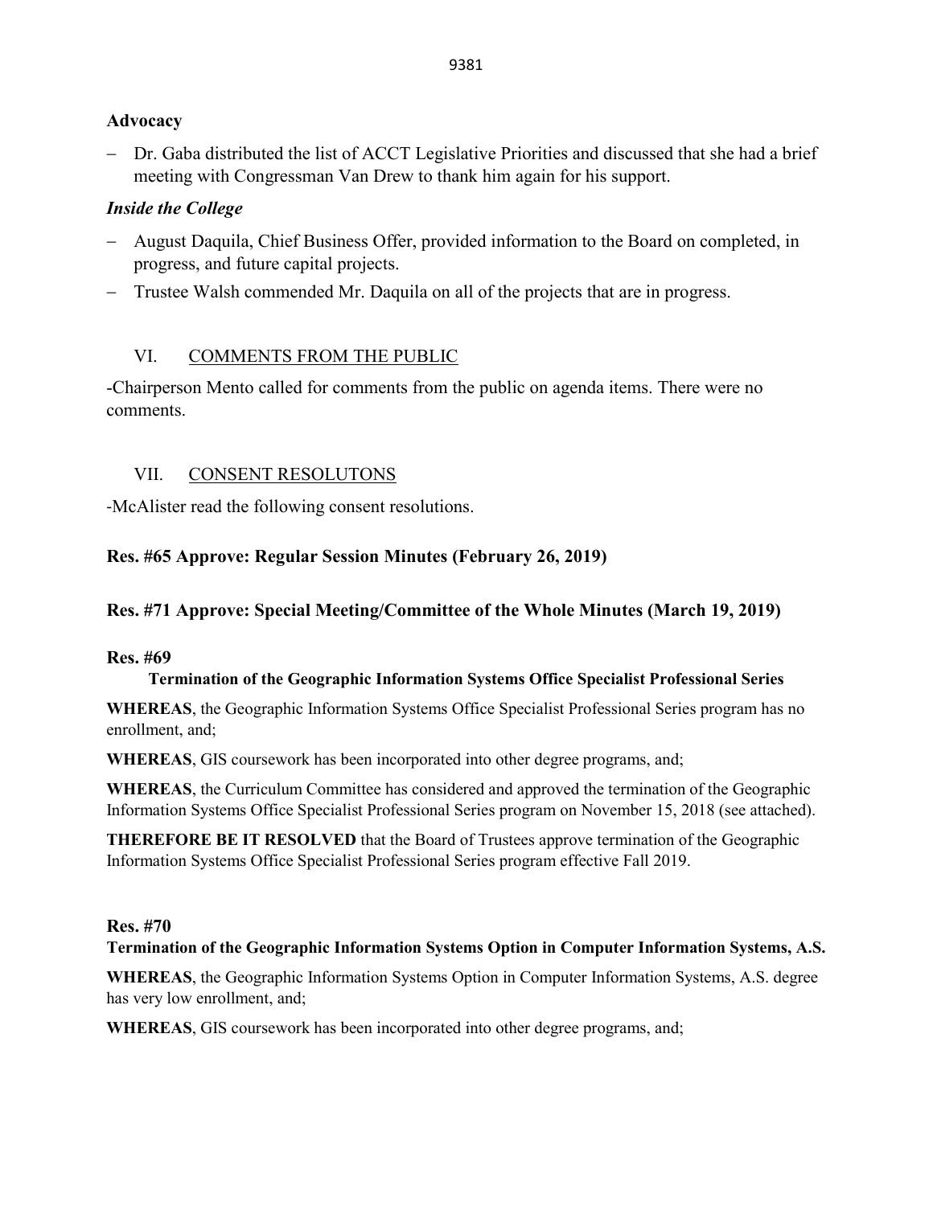**Advocacy**

- Dr. Gaba distributed the list of ACCT Legislative Priorities and discussed that she had a brief meeting with Congressman Van Drew to thank him again for his support.

***Inside the College***

- August Daquila, Chief Business Offer, provided information to the Board on completed, in progress, and future capital projects.
- Trustee Walsh commended Mr. Daquila on all of the projects that are in progress.

## VI. COMMENTS FROM THE PUBLIC

-Chairperson Mento called for comments from the public on agenda items. There were no comments.

## VII. CONSENT RESOLUTONS

-McAlister read the following consent resolutions.

**Res. #65 Approve: Regular Session Minutes (February 26, 2019)**

**Res. #71 Approve: Special Meeting/Committee of the Whole Minutes (March 19, 2019)**

**Res. #69**

**Termination of the Geographic Information Systems Office Specialist Professional Series**

**WHEREAS**, the Geographic Information Systems Office Specialist Professional Series program has no enrollment, and;

**WHEREAS**, GIS coursework has been incorporated into other degree programs, and;

**WHEREAS**, the Curriculum Committee has considered and approved the termination of the Geographic Information Systems Office Specialist Professional Series program on November 15, 2018 (see attached).

**THEREFORE BE IT RESOLVED** that the Board of Trustees approve termination of the Geographic Information Systems Office Specialist Professional Series program effective Fall 2019.

**Res. #70**

**Termination of the Geographic Information Systems Option in Computer Information Systems, A.S.**

**WHEREAS**, the Geographic Information Systems Option in Computer Information Systems, A.S. degree has very low enrollment, and;

**WHEREAS**, GIS coursework has been incorporated into other degree programs, and;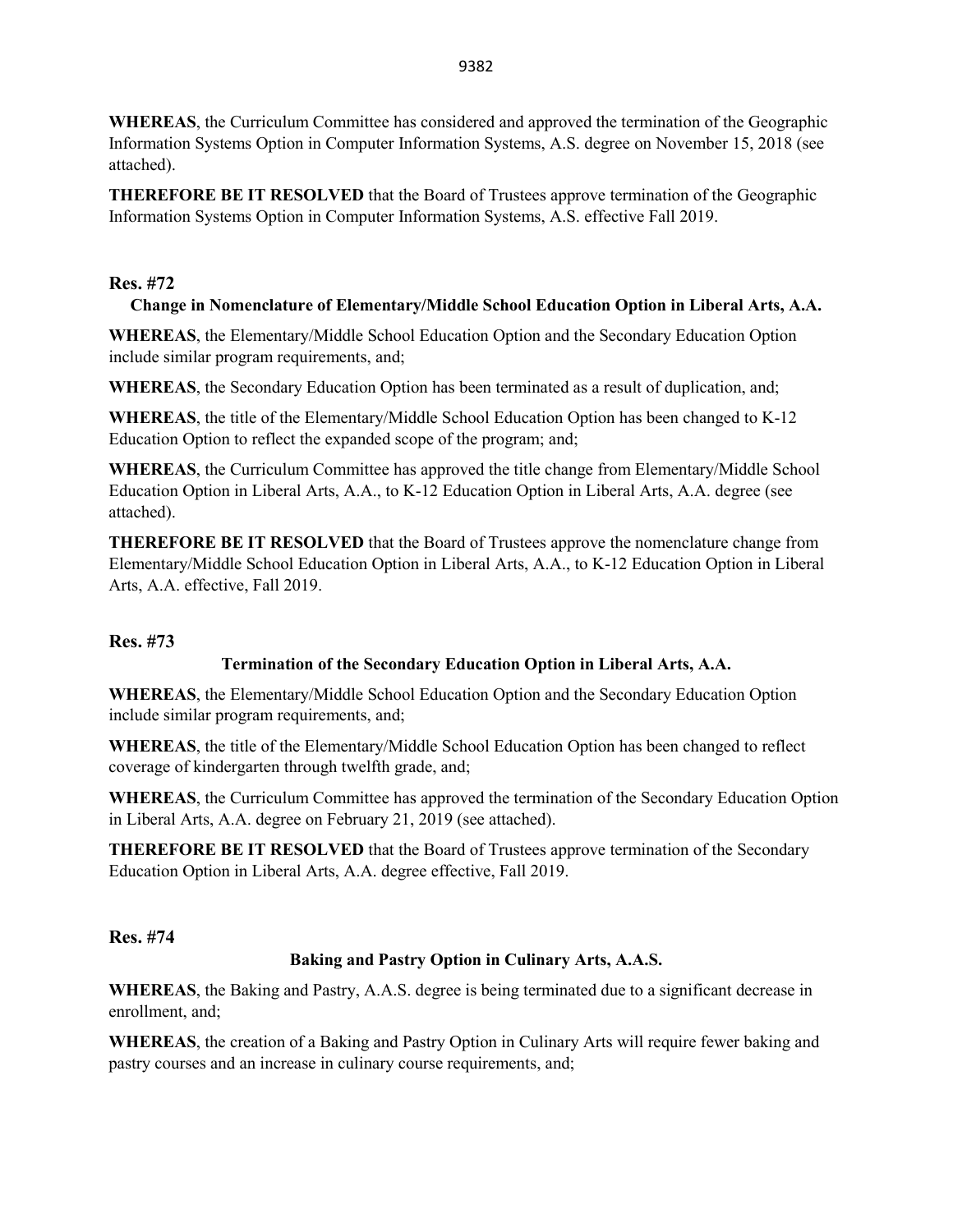**WHEREAS**, the Curriculum Committee has considered and approved the termination of the Geographic Information Systems Option in Computer Information Systems, A.S. degree on November 15, 2018 (see attached).

**THEREFORE BE IT RESOLVED** that the Board of Trustees approve termination of the Geographic Information Systems Option in Computer Information Systems, A.S. effective Fall 2019.

## Res. #72

### Change in Nomenclature of Elementary/Middle School Education Option in Liberal Arts, A.A.

**WHEREAS**, the Elementary/Middle School Education Option and the Secondary Education Option include similar program requirements, and;

**WHEREAS**, the Secondary Education Option has been terminated as a result of duplication, and;

**WHEREAS**, the title of the Elementary/Middle School Education Option has been changed to K-12 Education Option to reflect the expanded scope of the program; and;

**WHEREAS**, the Curriculum Committee has approved the title change from Elementary/Middle School Education Option in Liberal Arts, A.A., to K-12 Education Option in Liberal Arts, A.A. degree (see attached).

**THEREFORE BE IT RESOLVED** that the Board of Trustees approve the nomenclature change from Elementary/Middle School Education Option in Liberal Arts, A.A., to K-12 Education Option in Liberal Arts, A.A. effective, Fall 2019.

## Res. #73

### Termination of the Secondary Education Option in Liberal Arts, A.A.

**WHEREAS**, the Elementary/Middle School Education Option and the Secondary Education Option include similar program requirements, and;

**WHEREAS**, the title of the Elementary/Middle School Education Option has been changed to reflect coverage of kindergarten through twelfth grade, and;

**WHEREAS**, the Curriculum Committee has approved the termination of the Secondary Education Option in Liberal Arts, A.A. degree on February 21, 2019 (see attached).

**THEREFORE BE IT RESOLVED** that the Board of Trustees approve termination of the Secondary Education Option in Liberal Arts, A.A. degree effective, Fall 2019.

## Res. #74

### Baking and Pastry Option in Culinary Arts, A.A.S.

**WHEREAS**, the Baking and Pastry, A.A.S. degree is being terminated due to a significant decrease in enrollment, and;

**WHEREAS**, the creation of a Baking and Pastry Option in Culinary Arts will require fewer baking and pastry courses and an increase in culinary course requirements, and;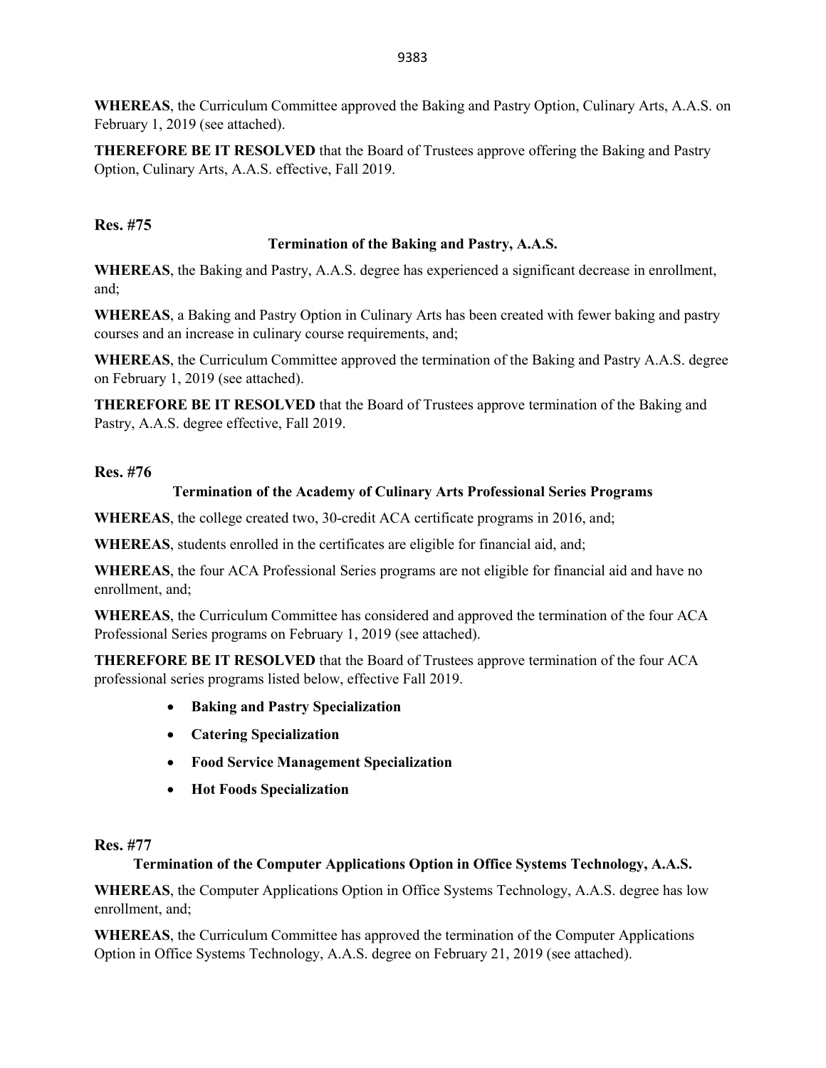**WHEREAS**, the Curriculum Committee approved the Baking and Pastry Option, Culinary Arts, A.A.S. on February 1, 2019 (see attached).

**THEREFORE BE IT RESOLVED** that the Board of Trustees approve offering the Baking and Pastry Option, Culinary Arts, A.A.S. effective, Fall 2019.

## Res. #75

### Termination of the Baking and Pastry, A.A.S.

**WHEREAS**, the Baking and Pastry, A.A.S. degree has experienced a significant decrease in enrollment, and;

**WHEREAS**, a Baking and Pastry Option in Culinary Arts has been created with fewer baking and pastry courses and an increase in culinary course requirements, and;

**WHEREAS**, the Curriculum Committee approved the termination of the Baking and Pastry A.A.S. degree on February 1, 2019 (see attached).

**THEREFORE BE IT RESOLVED** that the Board of Trustees approve termination of the Baking and Pastry, A.A.S. degree effective, Fall 2019.

## Res. #76

### Termination of the Academy of Culinary Arts Professional Series Programs

**WHEREAS**, the college created two, 30-credit ACA certificate programs in 2016, and;

**WHEREAS**, students enrolled in the certificates are eligible for financial aid, and;

**WHEREAS**, the four ACA Professional Series programs are not eligible for financial aid and have no enrollment, and;

**WHEREAS**, the Curriculum Committee has considered and approved the termination of the four ACA Professional Series programs on February 1, 2019 (see attached).

**THEREFORE BE IT RESOLVED** that the Board of Trustees approve termination of the four ACA professional series programs listed below, effective Fall 2019.

- **Baking and Pastry Specialization**
- **Catering Specialization**
- **Food Service Management Specialization**
- **Hot Foods Specialization**

## Res. #77

### Termination of the Computer Applications Option in Office Systems Technology, A.A.S.

**WHEREAS**, the Computer Applications Option in Office Systems Technology, A.A.S. degree has low enrollment, and;

**WHEREAS**, the Curriculum Committee has approved the termination of the Computer Applications Option in Office Systems Technology, A.A.S. degree on February 21, 2019 (see attached).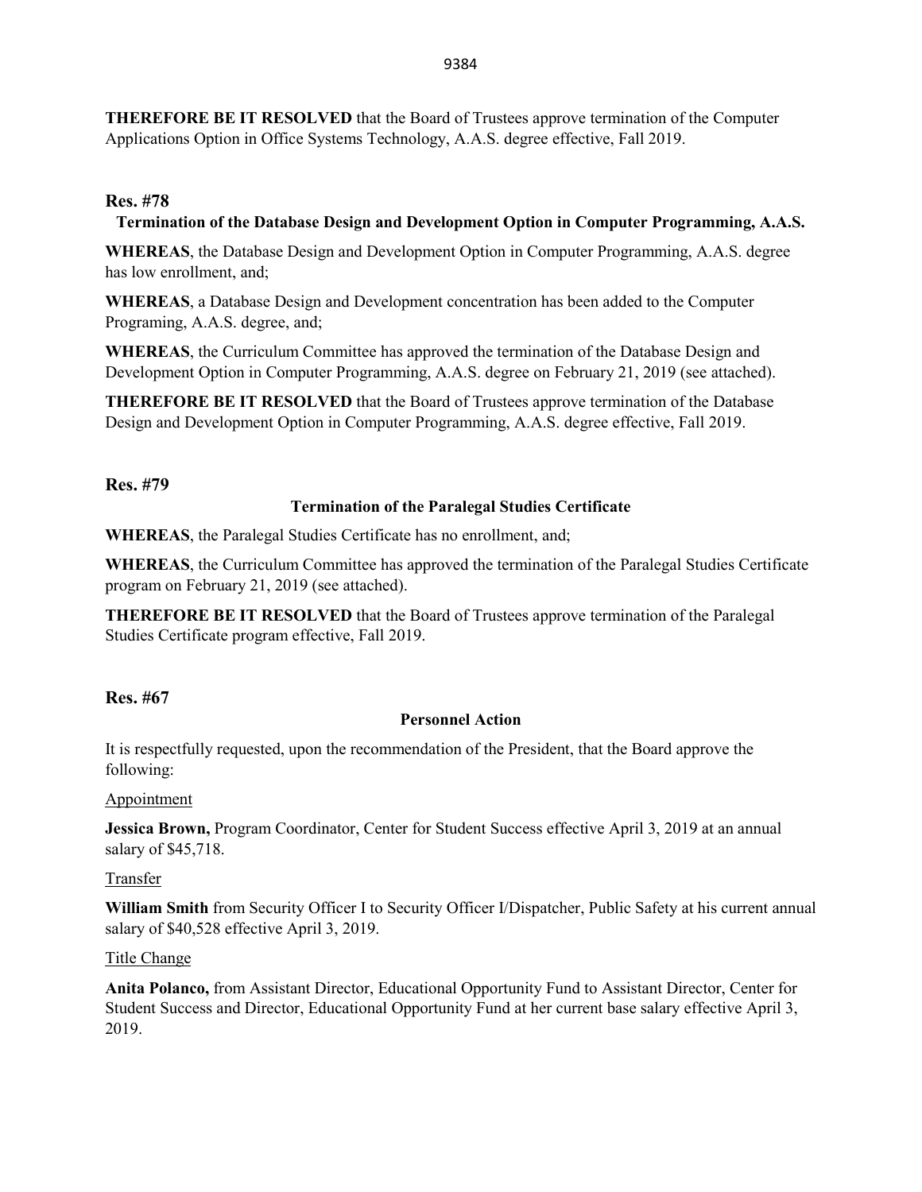**THEREFORE BE IT RESOLVED** that the Board of Trustees approve termination of the Computer Applications Option in Office Systems Technology, A.A.S. degree effective, Fall 2019.

**Res. #78**

**Termination of the Database Design and Development Option in Computer Programming, A.A.S.**

**WHEREAS**, the Database Design and Development Option in Computer Programming, A.A.S. degree has low enrollment, and;

**WHEREAS**, a Database Design and Development concentration has been added to the Computer Programing, A.A.S. degree, and;

**WHEREAS**, the Curriculum Committee has approved the termination of the Database Design and Development Option in Computer Programming, A.A.S. degree on February 21, 2019 (see attached).

**THEREFORE BE IT RESOLVED** that the Board of Trustees approve termination of the Database Design and Development Option in Computer Programming, A.A.S. degree effective, Fall 2019.

**Res. #79**

**Termination of the Paralegal Studies Certificate**

**WHEREAS**, the Paralegal Studies Certificate has no enrollment, and;

**WHEREAS**, the Curriculum Committee has approved the termination of the Paralegal Studies Certificate program on February 21, 2019 (see attached).

**THEREFORE BE IT RESOLVED** that the Board of Trustees approve termination of the Paralegal Studies Certificate program effective, Fall 2019.

**Res. #67**

**Personnel Action**

It is respectfully requested, upon the recommendation of the President, that the Board approve the following:

Appointment

**Jessica Brown,** Program Coordinator, Center for Student Success effective April 3, 2019 at an annual salary of $45,718.

Transfer

**William Smith** from Security Officer I to Security Officer I/Dispatcher, Public Safety at his current annual salary of $40,528 effective April 3, 2019.

Title Change

**Anita Polanco,** from Assistant Director, Educational Opportunity Fund to Assistant Director, Center for Student Success and Director, Educational Opportunity Fund at her current base salary effective April 3, 2019.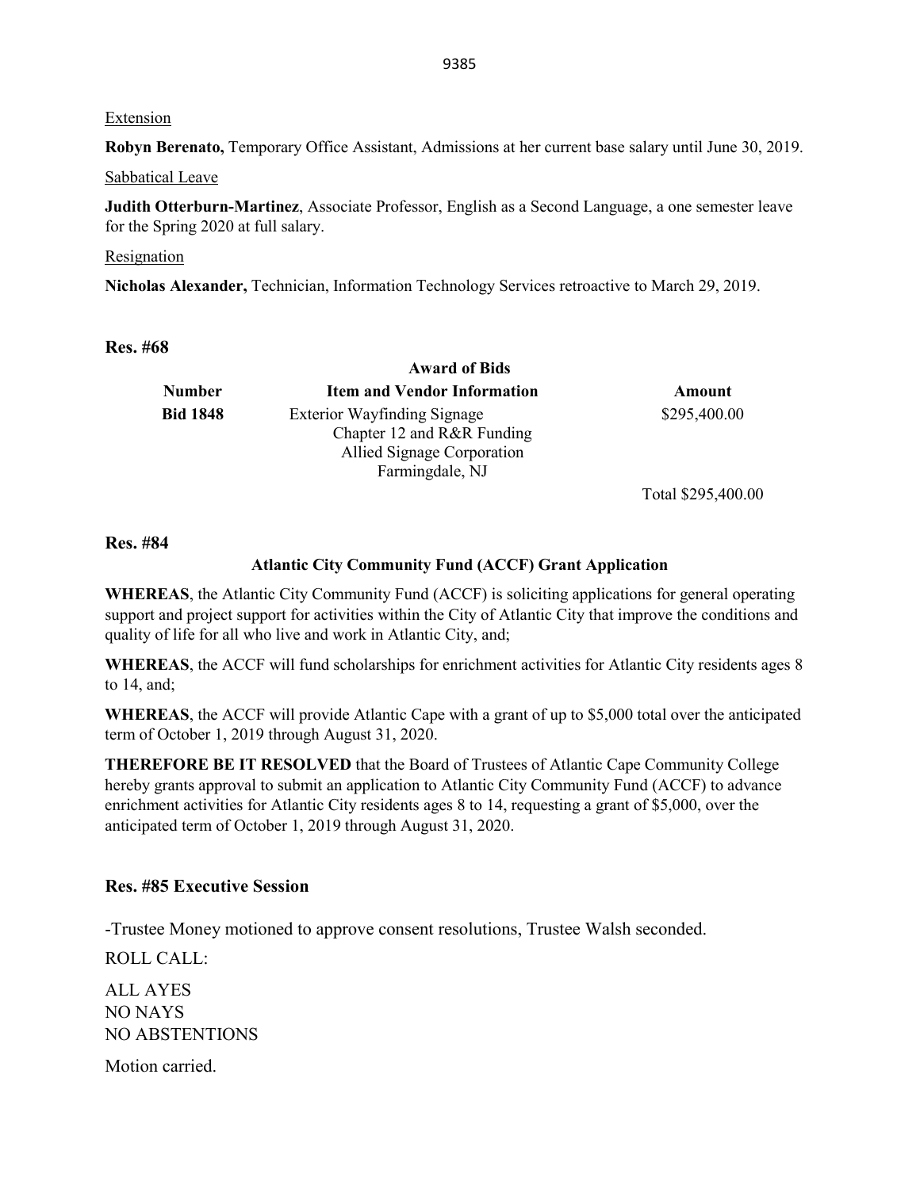Extension

**Robyn Berenato,** Temporary Office Assistant, Admissions at her current base salary until June 30, 2019.

Sabbatical Leave

**Judith Otterburn-Martinez**, Associate Professor, English as a Second Language, a one semester leave for the Spring 2020 at full salary.

Resignation

**Nicholas Alexander,** Technician, Information Technology Services retroactive to March 29, 2019.

**Res. #68**

**Award of Bids**

| Number | Item and Vendor Information | Amount |
|---|---|---|
| **Bid 1848** | Exterior Wayfinding Signage<br>Chapter 12 and R&R Funding<br>Allied Signage Corporation<br>Farmingdale, NJ | $295,400.00 |
| | | Total $295,400.00 |

**Res. #84**

**Atlantic City Community Fund (ACCF) Grant Application**

**WHEREAS**, the Atlantic City Community Fund (ACCF) is soliciting applications for general operating support and project support for activities within the City of Atlantic City that improve the conditions and quality of life for all who live and work in Atlantic City, and;

**WHEREAS**, the ACCF will fund scholarships for enrichment activities for Atlantic City residents ages 8 to 14, and;

**WHEREAS**, the ACCF will provide Atlantic Cape with a grant of up to $5,000 total over the anticipated term of October 1, 2019 through August 31, 2020.

**THEREFORE BE IT RESOLVED** that the Board of Trustees of Atlantic Cape Community College hereby grants approval to submit an application to Atlantic City Community Fund (ACCF) to advance enrichment activities for Atlantic City residents ages 8 to 14, requesting a grant of $5,000, over the anticipated term of October 1, 2019 through August 31, 2020.

**Res. #85 Executive Session**

-Trustee Money motioned to approve consent resolutions, Trustee Walsh seconded.

ROLL CALL:

ALL AYES
NO NAYS
NO ABSTENTIONS

Motion carried.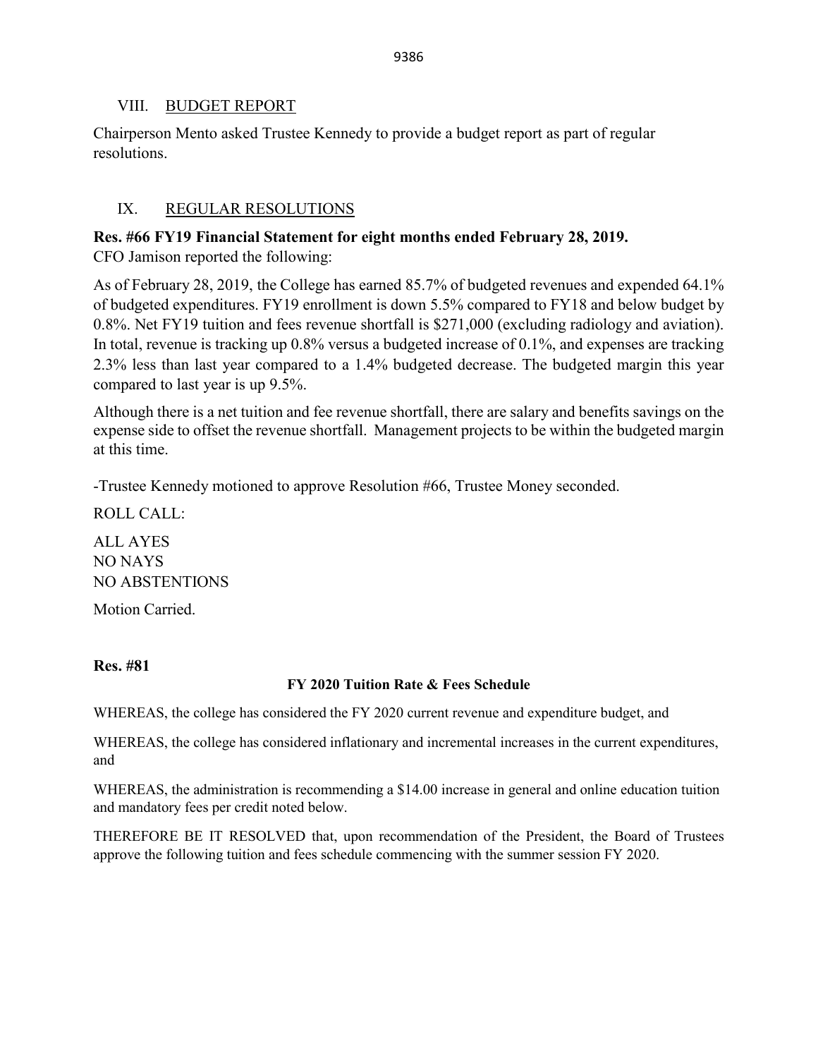## VIII. BUDGET REPORT

Chairperson Mento asked Trustee Kennedy to provide a budget report as part of regular resolutions.

## IX. REGULAR RESOLUTIONS

**Res. #66 FY19 Financial Statement for eight months ended February 28, 2019.**
CFO Jamison reported the following:

As of February 28, 2019, the College has earned 85.7% of budgeted revenues and expended 64.1% of budgeted expenditures. FY19 enrollment is down 5.5% compared to FY18 and below budget by 0.8%. Net FY19 tuition and fees revenue shortfall is $271,000 (excluding radiology and aviation). In total, revenue is tracking up 0.8% versus a budgeted increase of 0.1%, and expenses are tracking 2.3% less than last year compared to a 1.4% budgeted decrease. The budgeted margin this year compared to last year is up 9.5%.

Although there is a net tuition and fee revenue shortfall, there are salary and benefits savings on the expense side to offset the revenue shortfall. Management projects to be within the budgeted margin at this time.

-Trustee Kennedy motioned to approve Resolution #66, Trustee Money seconded.

ROLL CALL:

ALL AYES
NO NAYS
NO ABSTENTIONS

Motion Carried.

**Res. #81**

**FY 2020 Tuition Rate & Fees Schedule**

WHEREAS, the college has considered the FY 2020 current revenue and expenditure budget, and

WHEREAS, the college has considered inflationary and incremental increases in the current expenditures, and

WHEREAS, the administration is recommending a $14.00 increase in general and online education tuition and mandatory fees per credit noted below.

THEREFORE BE IT RESOLVED that, upon recommendation of the President, the Board of Trustees approve the following tuition and fees schedule commencing with the summer session FY 2020.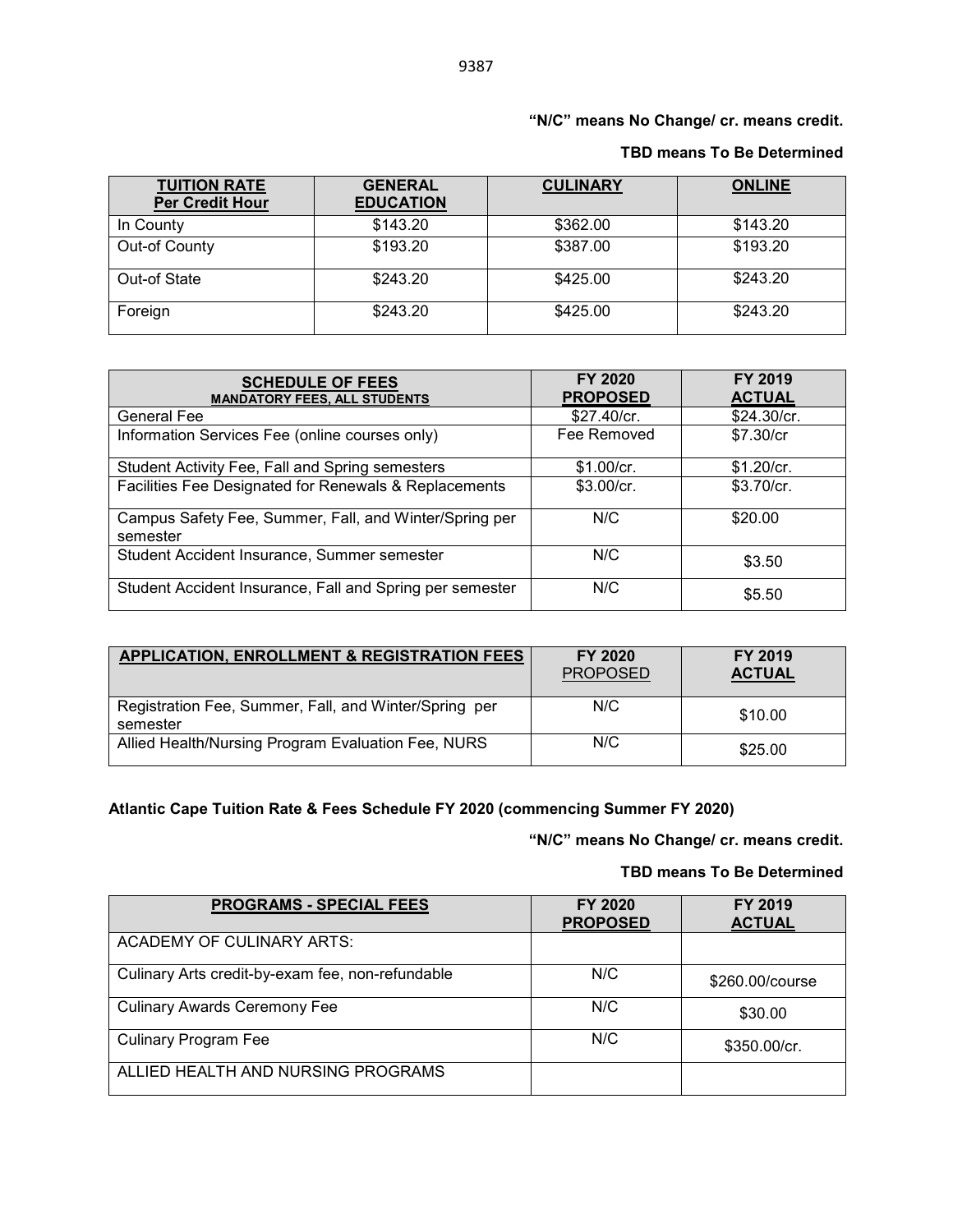**"N/C" means No Change/ cr. means credit.**

**TBD means To Be Determined**

| TUITION RATE Per Credit Hour | GENERAL EDUCATION | CULINARY | ONLINE |
|---|---|---|---|
| In County | \$143.20 | \$362.00 | \$143.20 |
| Out-of County | \$193.20 | \$387.00 | \$193.20 |
| Out-of State | \$243.20 | \$425.00 | \$243.20 |
| Foreign | \$243.20 | \$425.00 | \$243.20 |

| SCHEDULE OF FEES MANDATORY FEES, ALL STUDENTS | FY 2020 PROPOSED | FY 2019 ACTUAL |
|---|---|---|
| General Fee | \$27.40/cr. | \$24.30/cr. |
| Information Services Fee (online courses only) | Fee Removed | \$7.30/cr |
| Student Activity Fee, Fall and Spring semesters | \$1.00/cr. | \$1.20/cr. |
| Facilities Fee Designated for Renewals & Replacements | \$3.00/cr. | \$3.70/cr. |
| Campus Safety Fee, Summer, Fall, and Winter/Spring per semester | N/C | \$20.00 |
| Student Accident Insurance, Summer semester | N/C | \$3.50 |
| Student Accident Insurance, Fall and Spring per semester | N/C | \$5.50 |

| APPLICATION, ENROLLMENT & REGISTRATION FEES | FY 2020 PROPOSED | FY 2019 ACTUAL |
|---|---|---|
| Registration Fee, Summer, Fall, and Winter/Spring per semester | N/C | \$10.00 |
| Allied Health/Nursing Program Evaluation Fee, NURS | N/C | \$25.00 |

**Atlantic Cape Tuition Rate & Fees Schedule FY 2020 (commencing Summer FY 2020)**

**"N/C" means No Change/ cr. means credit.**

**TBD means To Be Determined**

| PROGRAMS - SPECIAL FEES | FY 2020 PROPOSED | FY 2019 ACTUAL |
|---|---|---|
| ACADEMY OF CULINARY ARTS: | | |
| Culinary Arts credit-by-exam fee, non-refundable | N/C | \$260.00/course |
| Culinary Awards Ceremony Fee | N/C | \$30.00 |
| Culinary Program Fee | N/C | \$350.00/cr. |
| ALLIED HEALTH AND NURSING PROGRAMS | | |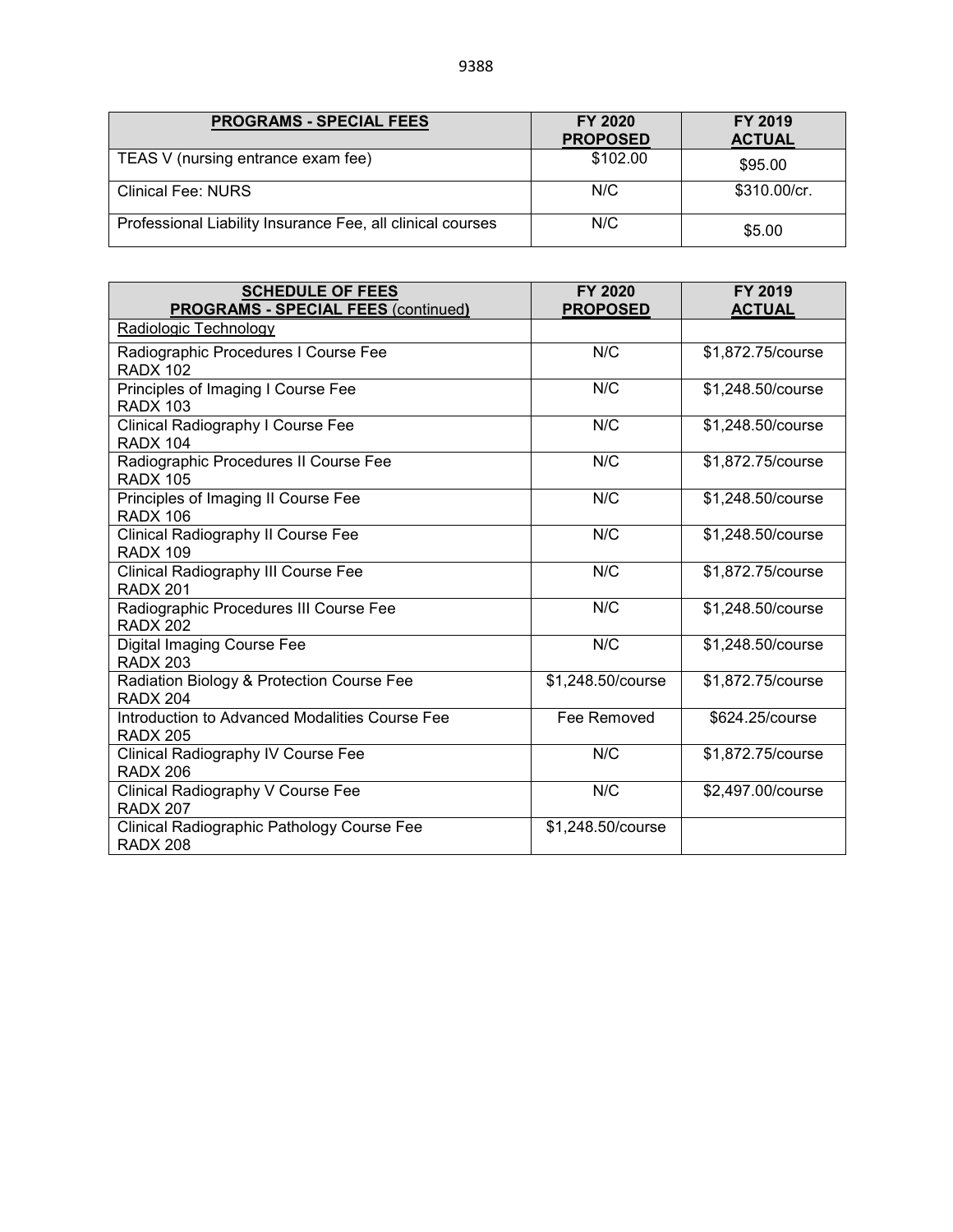| PROGRAMS - SPECIAL FEES | FY 2020 PROPOSED | FY 2019 ACTUAL |
|---|---|---|
| TEAS V (nursing entrance exam fee) | $102.00 | $95.00 |
| Clinical Fee: NURS | N/C | $310.00/cr. |
| Professional Liability Insurance Fee, all clinical courses | N/C | $5.00 |

| SCHEDULE OF FEES PROGRAMS - SPECIAL FEES (continued) | FY 2020 PROPOSED | FY 2019 ACTUAL |
|---|---|---|
| Radiologic Technology | | |
| Radiographic Procedures I Course Fee RADX 102 | N/C | $1,872.75/course |
| Principles of Imaging I Course Fee RADX 103 | N/C | $1,248.50/course |
| Clinical Radiography I Course Fee RADX 104 | N/C | $1,248.50/course |
| Radiographic Procedures II Course Fee RADX 105 | N/C | $1,872.75/course |
| Principles of Imaging II Course Fee RADX 106 | N/C | $1,248.50/course |
| Clinical Radiography II Course Fee RADX 109 | N/C | $1,248.50/course |
| Clinical Radiography III Course Fee RADX 201 | N/C | $1,872.75/course |
| Radiographic Procedures III Course Fee RADX 202 | N/C | $1,248.50/course |
| Digital Imaging Course Fee RADX 203 | N/C | $1,248.50/course |
| Radiation Biology & Protection Course Fee RADX 204 | $1,248.50/course | $1,872.75/course |
| Introduction to Advanced Modalities Course Fee RADX 205 | Fee Removed | $624.25/course |
| Clinical Radiography IV Course Fee RADX 206 | N/C | $1,872.75/course |
| Clinical Radiography V Course Fee RADX 207 | N/C | $2,497.00/course |
| Clinical Radiographic Pathology Course Fee RADX 208 | $1,248.50/course | |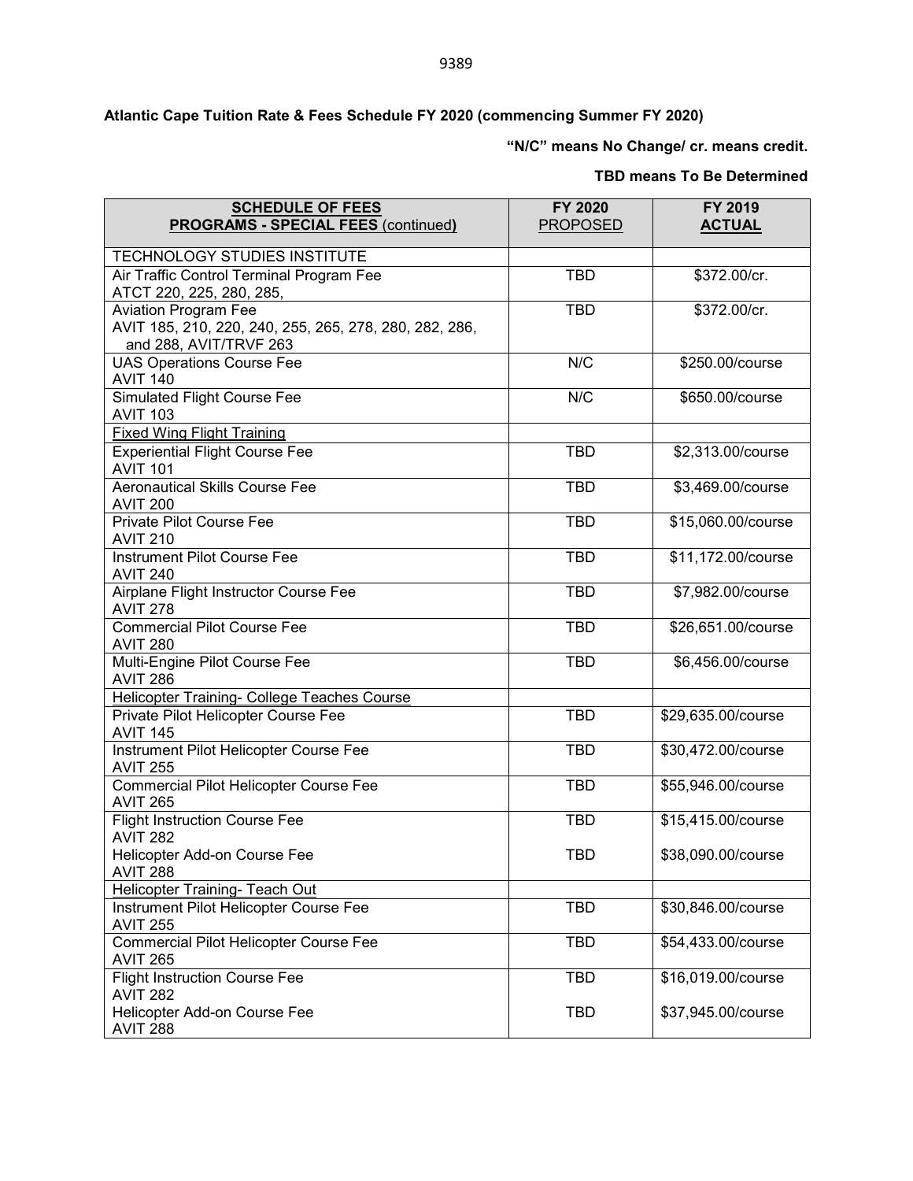**Atlantic Cape Tuition Rate & Fees Schedule FY 2020 (commencing Summer FY 2020)**

**"N/C" means No Change/ cr. means credit.**

**TBD means To Be Determined**

| **SCHEDULE OF FEES PROGRAMS - SPECIAL FEES** (continued**)** | **FY 2020** PROPOSED | **FY 2019** **ACTUAL** |
|---|---|---|
| TECHNOLOGY STUDIES INSTITUTE | | |
| Air Traffic Control Terminal Program Fee ATCT 220, 225, 280, 285, | TBD | $372.00/cr. |
| Aviation Program Fee AVIT 185, 210, 220, 240, 255, 265, 278, 280, 282, 286, and 288, AVIT/TRVF 263 | TBD | $372.00/cr. |
| UAS Operations Course Fee AVIT 140 | N/C | $250.00/course |
| Simulated Flight Course Fee AVIT 103 | N/C | $650.00/course |
| Fixed Wing Flight Training | | |
| Experiential Flight Course Fee AVIT 101 | TBD | $2,313.00/course |
| Aeronautical Skills Course Fee AVIT 200 | TBD | $3,469.00/course |
| Private Pilot Course Fee AVIT 210 | TBD | $15,060.00/course |
| Instrument Pilot Course Fee AVIT 240 | TBD | $11,172.00/course |
| Airplane Flight Instructor Course Fee AVIT 278 | TBD | $7,982.00/course |
| Commercial Pilot Course Fee AVIT 280 | TBD | $26,651.00/course |
| Multi-Engine Pilot Course Fee AVIT 286 | TBD | $6,456.00/course |
| Helicopter Training- College Teaches Course | | |
| Private Pilot Helicopter Course Fee AVIT 145 | TBD | $29,635.00/course |
| Instrument Pilot Helicopter Course Fee AVIT 255 | TBD | $30,472.00/course |
| Commercial Pilot Helicopter Course Fee AVIT 265 | TBD | $55,946.00/course |
| Flight Instruction Course Fee AVIT 282 | TBD | $15,415.00/course |
| Helicopter Add-on Course Fee AVIT 288 | TBD | $38,090.00/course |
| Helicopter Training- Teach Out | | |
| Instrument Pilot Helicopter Course Fee AVIT 255 | TBD | $30,846.00/course |
| Commercial Pilot Helicopter Course Fee AVIT 265 | TBD | $54,433.00/course |
| Flight Instruction Course Fee AVIT 282 | TBD | $16,019.00/course |
| Helicopter Add-on Course Fee AVIT 288 | TBD | $37,945.00/course |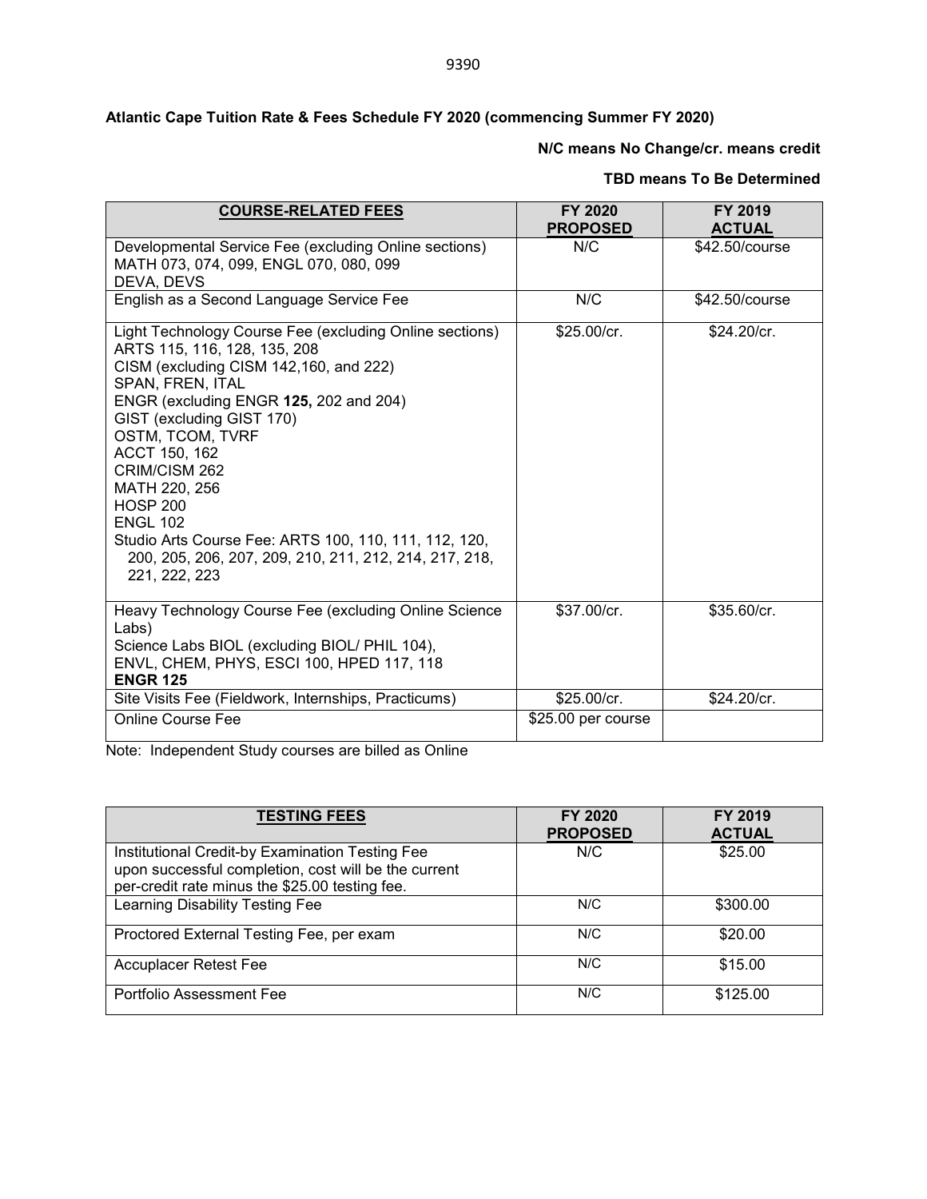**Atlantic Cape Tuition Rate & Fees Schedule FY 2020 (commencing Summer FY 2020)**

**N/C means No Change/cr. means credit**

**TBD means To Be Determined**

| **COURSE-RELATED FEES** | **FY 2020 PROPOSED** | **FY 2019 ACTUAL** |
|---|---|---|
| Developmental Service Fee (excluding Online sections)<br>MATH 073, 074, 099, ENGL 070, 080, 099<br>DEVA, DEVS | N/C | $42.50/course |
| English as a Second Language Service Fee | N/C | $42.50/course |
| Light Technology Course Fee (excluding Online sections)<br>ARTS 115, 116, 128, 135, 208<br>CISM (excluding CISM 142,160, and 222)<br>SPAN, FREN, ITAL<br>ENGR (excluding ENGR **125,** 202 and 204)<br>GIST (excluding GIST 170)<br>OSTM, TCOM, TVRF<br>ACCT 150, 162<br>CRIM/CISM 262<br>MATH 220, 256<br>HOSP 200<br>ENGL 102<br>Studio Arts Course Fee: ARTS 100, 110, 111, 112, 120, 200, 205, 206, 207, 209, 210, 211, 212, 214, 217, 218, 221, 222, 223 | $25.00/cr. | $24.20/cr. |
| Heavy Technology Course Fee (excluding Online Science Labs)<br>Science Labs BIOL (excluding BIOL/ PHIL 104),<br>ENVL, CHEM, PHYS, ESCI 100, HPED 117, 118<br>**ENGR 125** | $37.00/cr. | $35.60/cr. |
| Site Visits Fee (Fieldwork, Internships, Practicums) | $25.00/cr. | $24.20/cr. |
| Online Course Fee | $25.00 per course | |

Note: Independent Study courses are billed as Online

| **TESTING FEES** | **FY 2020 PROPOSED** | **FY 2019 ACTUAL** |
|---|---|---|
| Institutional Credit-by Examination Testing Fee upon successful completion, cost will be the current per-credit rate minus the $25.00 testing fee. | N/C | $25.00 |
| Learning Disability Testing Fee | N/C | $300.00 |
| Proctored External Testing Fee, per exam | N/C | $20.00 |
| Accuplacer Retest Fee | N/C | $15.00 |
| Portfolio Assessment Fee | N/C | $125.00 |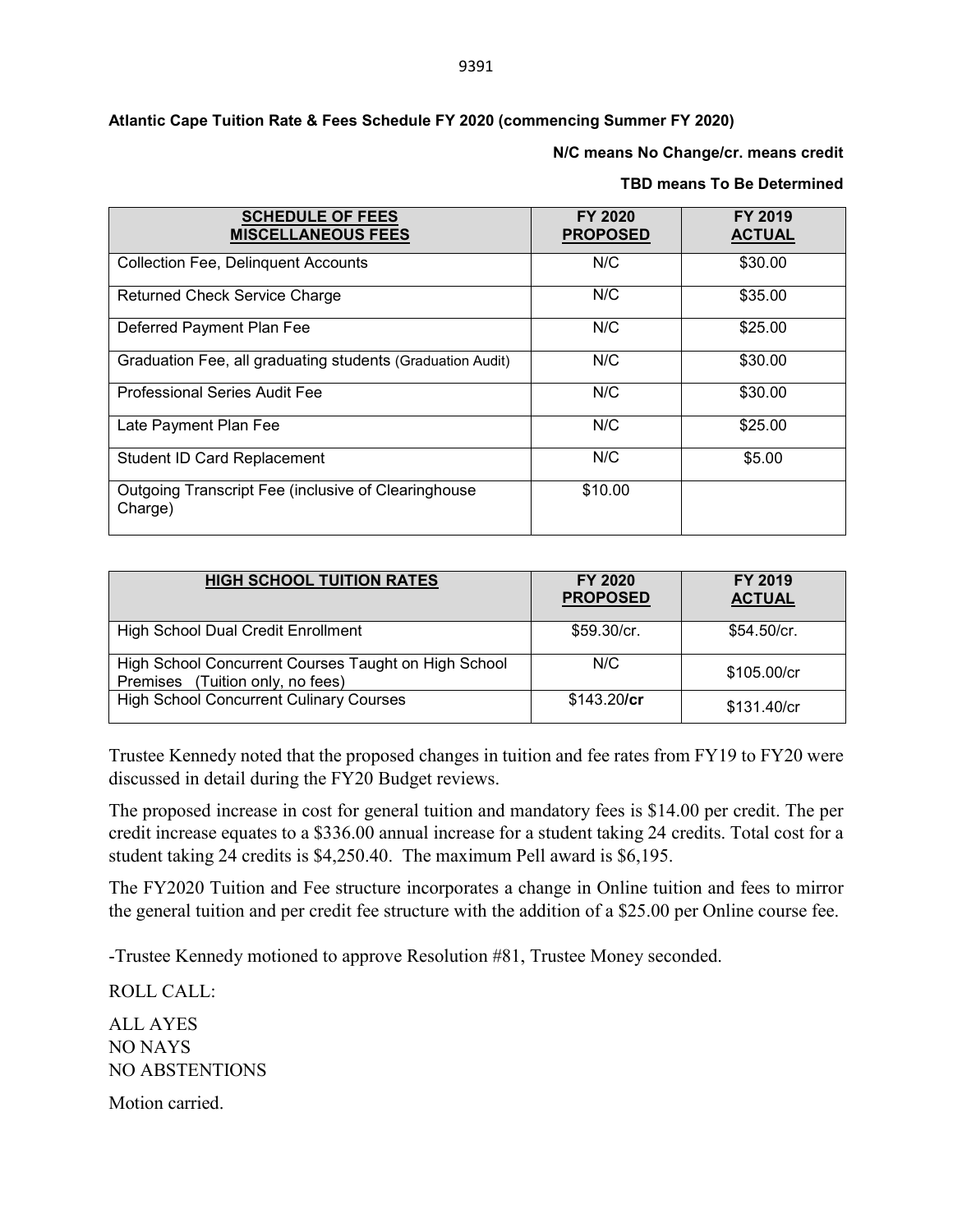**Atlantic Cape Tuition Rate & Fees Schedule FY 2020 (commencing Summer FY 2020)**

**N/C means No Change/cr. means credit**

**TBD means To Be Determined**

| **SCHEDULE OF FEES MISCELLANEOUS FEES** | **FY 2020 PROPOSED** | **FY 2019 ACTUAL** |
|---|---|---|
| Collection Fee, Delinquent Accounts | N/C | $30.00 |
| Returned Check Service Charge | N/C | $35.00 |
| Deferred Payment Plan Fee | N/C | $25.00 |
| Graduation Fee, all graduating students (Graduation Audit) | N/C | $30.00 |
| Professional Series Audit Fee | N/C | $30.00 |
| Late Payment Plan Fee | N/C | $25.00 |
| Student ID Card Replacement | N/C | $5.00 |
| Outgoing Transcript Fee (inclusive of Clearinghouse Charge) | $10.00 | |

| **HIGH SCHOOL TUITION RATES** | **FY 2020 PROPOSED** | **FY 2019 ACTUAL** |
|---|---|---|
| High School Dual Credit Enrollment | $59.30/cr. | $54.50/cr. |
| High School Concurrent Courses Taught on High School Premises (Tuition only, no fees) | N/C | $105.00/cr |
| High School Concurrent Culinary Courses | $143.20/**cr** | $131.40/cr |

Trustee Kennedy noted that the proposed changes in tuition and fee rates from FY19 to FY20 were discussed in detail during the FY20 Budget reviews.

The proposed increase in cost for general tuition and mandatory fees is $14.00 per credit. The per credit increase equates to a $336.00 annual increase for a student taking 24 credits. Total cost for a student taking 24 credits is $4,250.40. The maximum Pell award is $6,195.

The FY2020 Tuition and Fee structure incorporates a change in Online tuition and fees to mirror the general tuition and per credit fee structure with the addition of a $25.00 per Online course fee.

-Trustee Kennedy motioned to approve Resolution #81, Trustee Money seconded.

ROLL CALL:

ALL AYES
NO NAYS
NO ABSTENTIONS

Motion carried.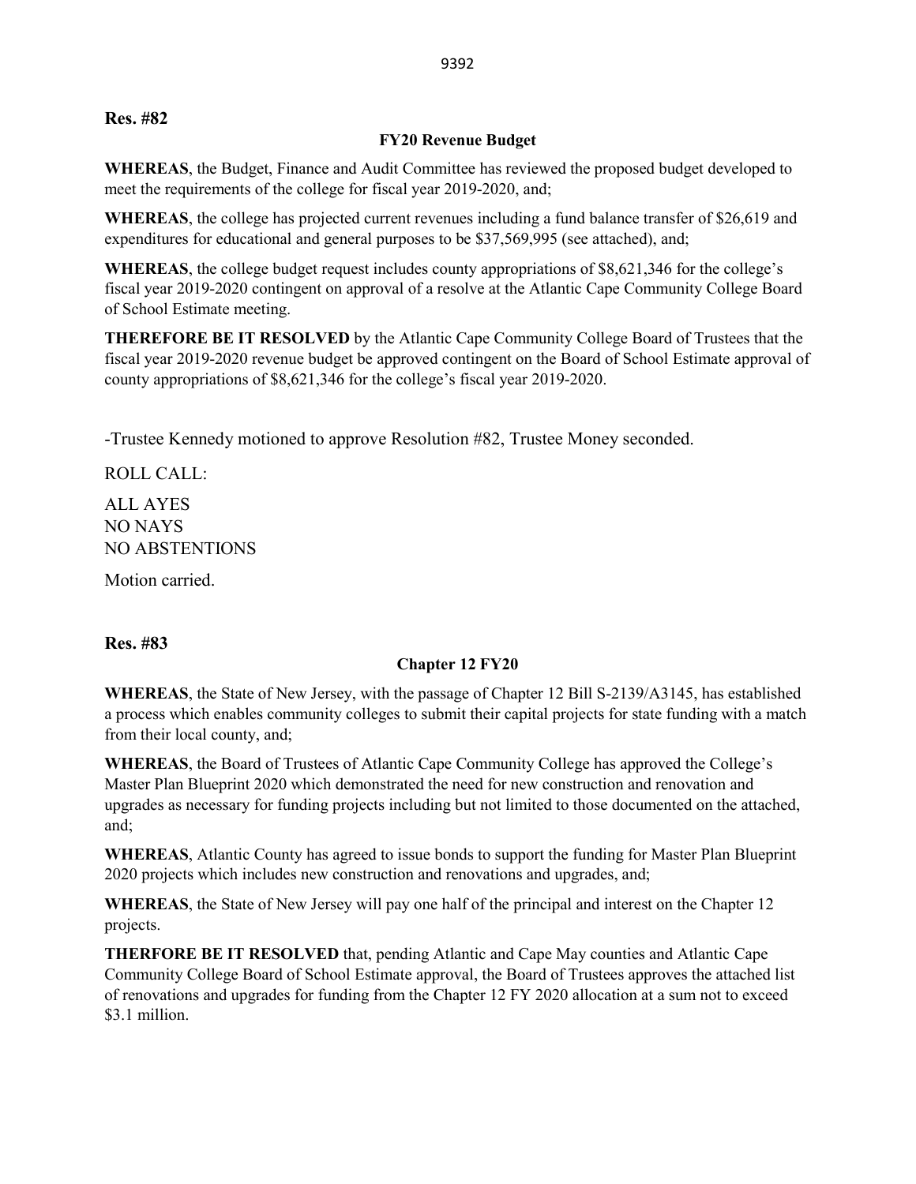**Res. #82**

**FY20 Revenue Budget**

**WHEREAS**, the Budget, Finance and Audit Committee has reviewed the proposed budget developed to meet the requirements of the college for fiscal year 2019-2020, and;

**WHEREAS**, the college has projected current revenues including a fund balance transfer of $26,619 and expenditures for educational and general purposes to be $37,569,995 (see attached), and;

**WHEREAS**, the college budget request includes county appropriations of $8,621,346 for the college's fiscal year 2019-2020 contingent on approval of a resolve at the Atlantic Cape Community College Board of School Estimate meeting.

**THEREFORE BE IT RESOLVED** by the Atlantic Cape Community College Board of Trustees that the fiscal year 2019-2020 revenue budget be approved contingent on the Board of School Estimate approval of county appropriations of $8,621,346 for the college's fiscal year 2019-2020.

-Trustee Kennedy motioned to approve Resolution #82, Trustee Money seconded.

ROLL CALL:

ALL AYES
NO NAYS
NO ABSTENTIONS

Motion carried.

**Res. #83**

**Chapter 12 FY20**

**WHEREAS**, the State of New Jersey, with the passage of Chapter 12 Bill S-2139/A3145, has established a process which enables community colleges to submit their capital projects for state funding with a match from their local county, and;

**WHEREAS**, the Board of Trustees of Atlantic Cape Community College has approved the College's Master Plan Blueprint 2020 which demonstrated the need for new construction and renovation and upgrades as necessary for funding projects including but not limited to those documented on the attached, and;

**WHEREAS**, Atlantic County has agreed to issue bonds to support the funding for Master Plan Blueprint 2020 projects which includes new construction and renovations and upgrades, and;

**WHEREAS**, the State of New Jersey will pay one half of the principal and interest on the Chapter 12 projects.

**THERFORE BE IT RESOLVED** that, pending Atlantic and Cape May counties and Atlantic Cape Community College Board of School Estimate approval, the Board of Trustees approves the attached list of renovations and upgrades for funding from the Chapter 12 FY 2020 allocation at a sum not to exceed $3.1 million.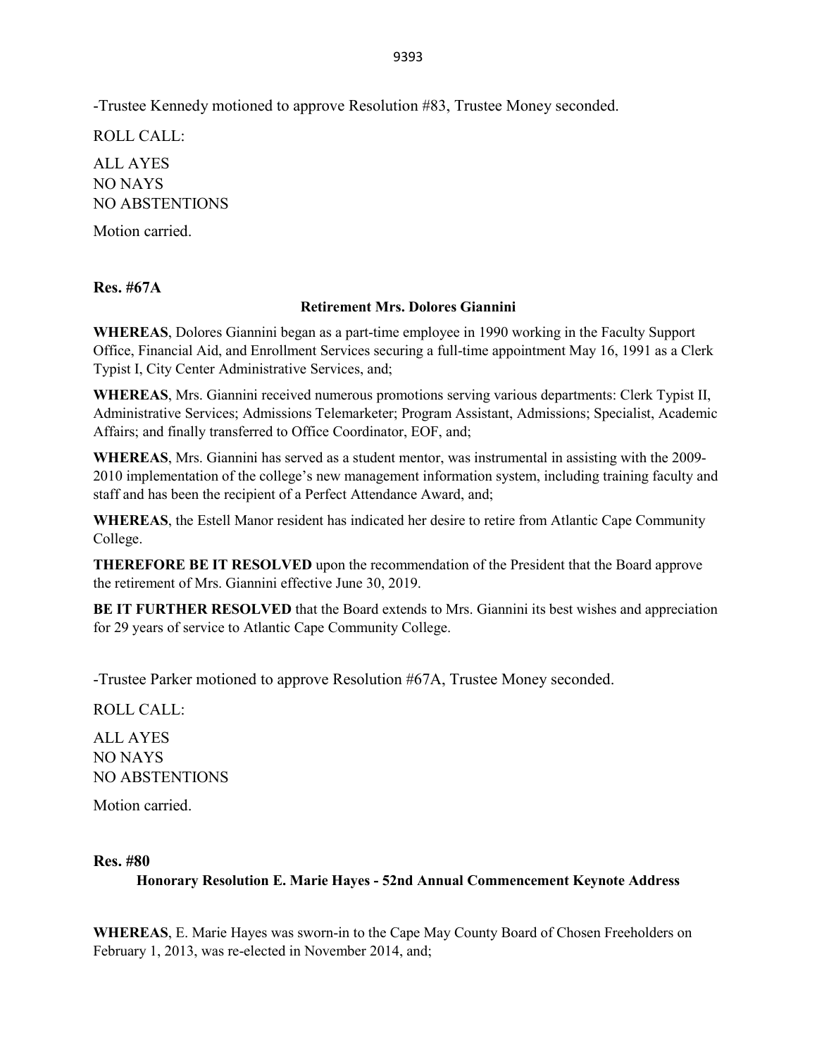-Trustee Kennedy motioned to approve Resolution #83, Trustee Money seconded.

ROLL CALL:

ALL AYES
NO NAYS
NO ABSTENTIONS

Motion carried.

**Res. #67A**

**Retirement Mrs. Dolores Giannini**

**WHEREAS**, Dolores Giannini began as a part-time employee in 1990 working in the Faculty Support Office, Financial Aid, and Enrollment Services securing a full-time appointment May 16, 1991 as a Clerk Typist I, City Center Administrative Services, and;

**WHEREAS**, Mrs. Giannini received numerous promotions serving various departments: Clerk Typist II, Administrative Services; Admissions Telemarketer; Program Assistant, Admissions; Specialist, Academic Affairs; and finally transferred to Office Coordinator, EOF, and;

**WHEREAS**, Mrs. Giannini has served as a student mentor, was instrumental in assisting with the 2009-2010 implementation of the college's new management information system, including training faculty and staff and has been the recipient of a Perfect Attendance Award, and;

**WHEREAS**, the Estell Manor resident has indicated her desire to retire from Atlantic Cape Community College.

**THEREFORE BE IT RESOLVED** upon the recommendation of the President that the Board approve the retirement of Mrs. Giannini effective June 30, 2019.

**BE IT FURTHER RESOLVED** that the Board extends to Mrs. Giannini its best wishes and appreciation for 29 years of service to Atlantic Cape Community College.

-Trustee Parker motioned to approve Resolution #67A, Trustee Money seconded.

ROLL CALL:

ALL AYES
NO NAYS
NO ABSTENTIONS

Motion carried.

**Res. #80**

**Honorary Resolution E. Marie Hayes - 52nd Annual Commencement Keynote Address**

**WHEREAS**, E. Marie Hayes was sworn-in to the Cape May County Board of Chosen Freeholders on February 1, 2013, was re-elected in November 2014, and;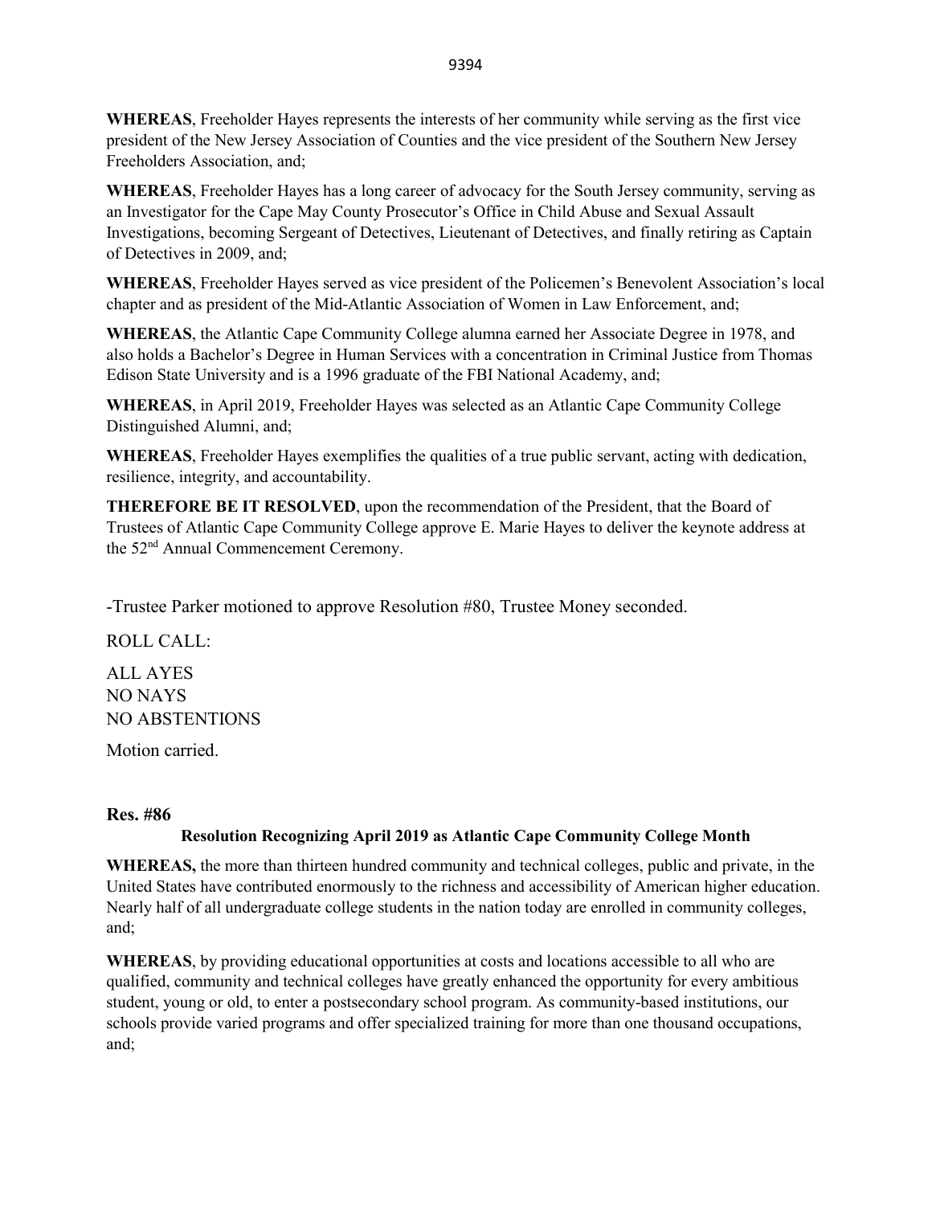**WHEREAS**, Freeholder Hayes represents the interests of her community while serving as the first vice president of the New Jersey Association of Counties and the vice president of the Southern New Jersey Freeholders Association, and;

**WHEREAS**, Freeholder Hayes has a long career of advocacy for the South Jersey community, serving as an Investigator for the Cape May County Prosecutor's Office in Child Abuse and Sexual Assault Investigations, becoming Sergeant of Detectives, Lieutenant of Detectives, and finally retiring as Captain of Detectives in 2009, and;

**WHEREAS**, Freeholder Hayes served as vice president of the Policemen's Benevolent Association's local chapter and as president of the Mid-Atlantic Association of Women in Law Enforcement, and;

**WHEREAS**, the Atlantic Cape Community College alumna earned her Associate Degree in 1978, and also holds a Bachelor's Degree in Human Services with a concentration in Criminal Justice from Thomas Edison State University and is a 1996 graduate of the FBI National Academy, and;

**WHEREAS**, in April 2019, Freeholder Hayes was selected as an Atlantic Cape Community College Distinguished Alumni, and;

**WHEREAS**, Freeholder Hayes exemplifies the qualities of a true public servant, acting with dedication, resilience, integrity, and accountability.

**THEREFORE BE IT RESOLVED**, upon the recommendation of the President, that the Board of Trustees of Atlantic Cape Community College approve E. Marie Hayes to deliver the keynote address at the 52nd Annual Commencement Ceremony.

-Trustee Parker motioned to approve Resolution #80, Trustee Money seconded.

ROLL CALL:

ALL AYES
NO NAYS
NO ABSTENTIONS

Motion carried.

**Res. #86**

**Resolution Recognizing April 2019 as Atlantic Cape Community College Month**

**WHEREAS,** the more than thirteen hundred community and technical colleges, public and private, in the United States have contributed enormously to the richness and accessibility of American higher education. Nearly half of all undergraduate college students in the nation today are enrolled in community colleges, and;

**WHEREAS**, by providing educational opportunities at costs and locations accessible to all who are qualified, community and technical colleges have greatly enhanced the opportunity for every ambitious student, young or old, to enter a postsecondary school program. As community-based institutions, our schools provide varied programs and offer specialized training for more than one thousand occupations, and;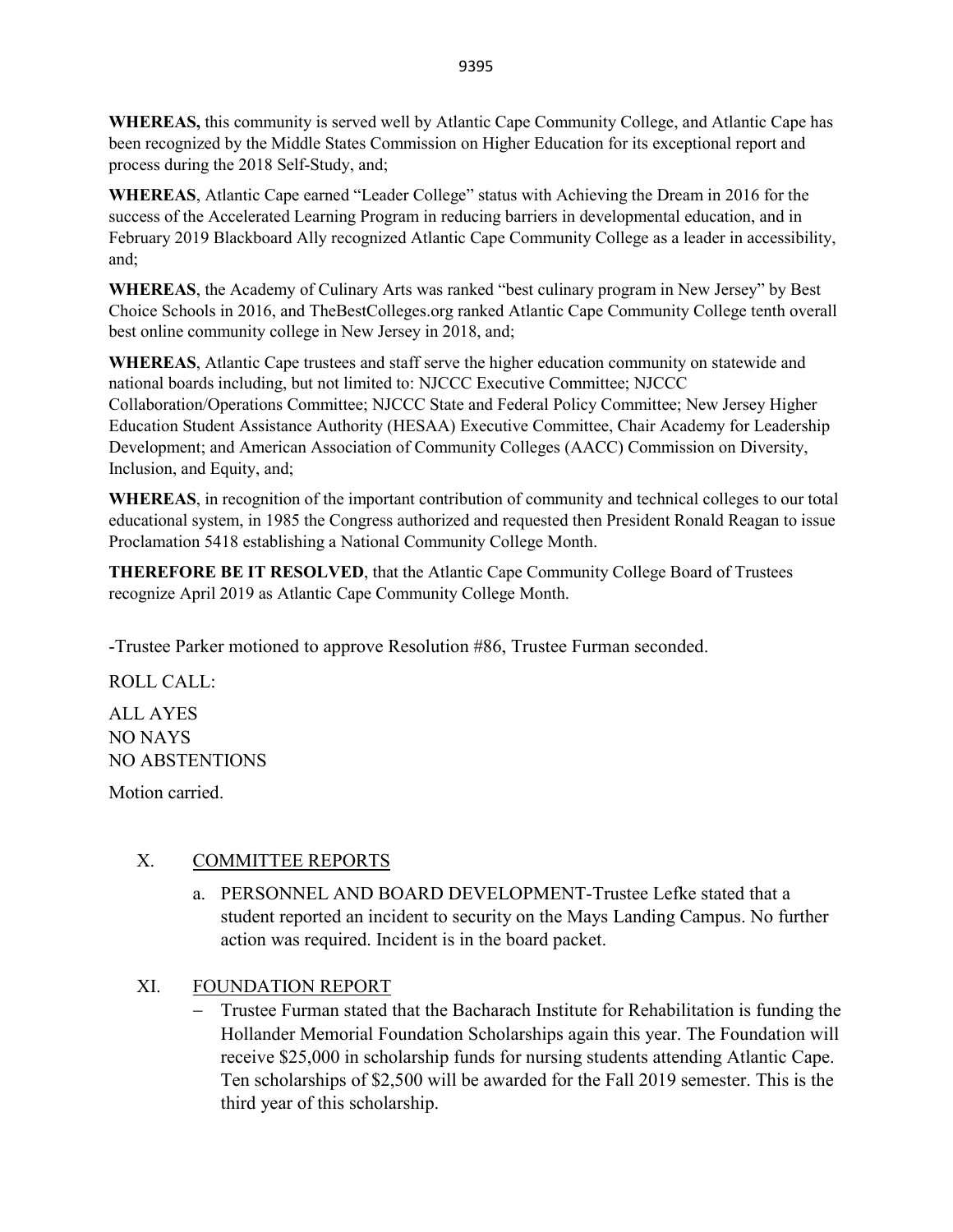**WHEREAS,** this community is served well by Atlantic Cape Community College, and Atlantic Cape has been recognized by the Middle States Commission on Higher Education for its exceptional report and process during the 2018 Self-Study, and;

**WHEREAS**, Atlantic Cape earned "Leader College" status with Achieving the Dream in 2016 for the success of the Accelerated Learning Program in reducing barriers in developmental education, and in February 2019 Blackboard Ally recognized Atlantic Cape Community College as a leader in accessibility, and;

**WHEREAS**, the Academy of Culinary Arts was ranked "best culinary program in New Jersey" by Best Choice Schools in 2016, and TheBestColleges.org ranked Atlantic Cape Community College tenth overall best online community college in New Jersey in 2018, and;

**WHEREAS**, Atlantic Cape trustees and staff serve the higher education community on statewide and national boards including, but not limited to: NJCCC Executive Committee; NJCCC Collaboration/Operations Committee; NJCCC State and Federal Policy Committee; New Jersey Higher Education Student Assistance Authority (HESAA) Executive Committee, Chair Academy for Leadership Development; and American Association of Community Colleges (AACC) Commission on Diversity, Inclusion, and Equity, and;

**WHEREAS**, in recognition of the important contribution of community and technical colleges to our total educational system, in 1985 the Congress authorized and requested then President Ronald Reagan to issue Proclamation 5418 establishing a National Community College Month.

**THEREFORE BE IT RESOLVED**, that the Atlantic Cape Community College Board of Trustees recognize April 2019 as Atlantic Cape Community College Month.

-Trustee Parker motioned to approve Resolution #86, Trustee Furman seconded.

ROLL CALL:

ALL AYES
NO NAYS
NO ABSTENTIONS

Motion carried.

## X. COMMITTEE REPORTS

a. PERSONNEL AND BOARD DEVELOPMENT-Trustee Lefke stated that a student reported an incident to security on the Mays Landing Campus. No further action was required. Incident is in the board packet.

## XI. FOUNDATION REPORT

- Trustee Furman stated that the Bacharach Institute for Rehabilitation is funding the Hollander Memorial Foundation Scholarships again this year. The Foundation will receive $25,000 in scholarship funds for nursing students attending Atlantic Cape. Ten scholarships of $2,500 will be awarded for the Fall 2019 semester. This is the third year of this scholarship.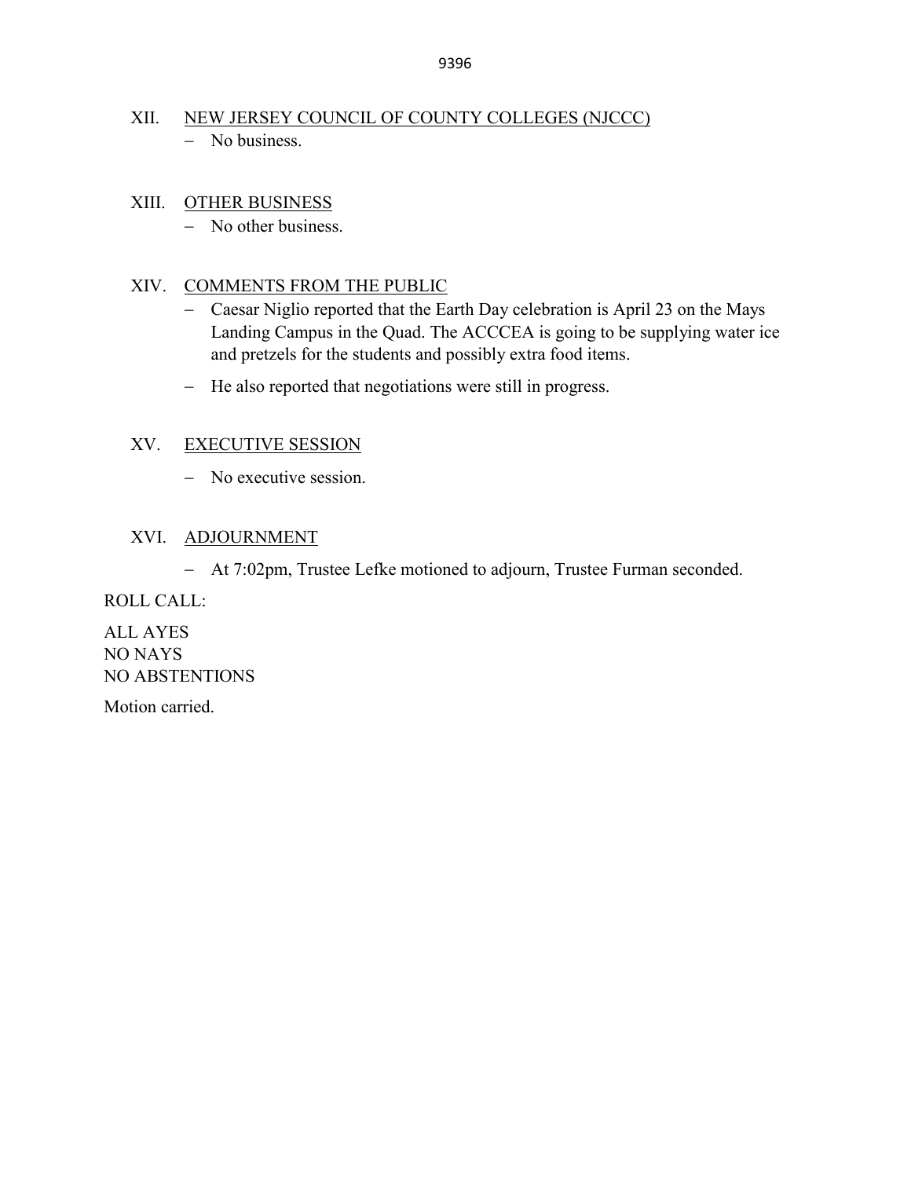## XII. NEW JERSEY COUNCIL OF COUNTY COLLEGES (NJCCC)

- No business.

## XIII. OTHER BUSINESS

- No other business.

## XIV. COMMENTS FROM THE PUBLIC

- Caesar Niglio reported that the Earth Day celebration is April 23 on the Mays Landing Campus in the Quad. The ACCCEA is going to be supplying water ice and pretzels for the students and possibly extra food items.
- He also reported that negotiations were still in progress.

## XV. EXECUTIVE SESSION

- No executive session.

## XVI. ADJOURNMENT

- At 7:02pm, Trustee Lefke motioned to adjourn, Trustee Furman seconded.

ROLL CALL:

ALL AYES
NO NAYS
NO ABSTENTIONS

Motion carried.